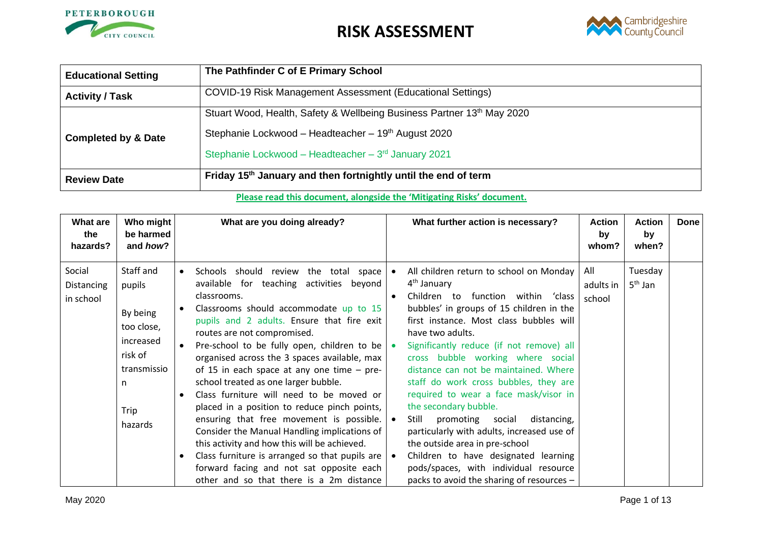# RISK ASSESSMENT

| | |
|---|---|
| **Educational Setting** | **The Pathfinder C of E Primary School** |
| **Activity / Task** | COVID-19 Risk Management Assessment (Educational Settings) |
| **Completed by & Date** | Stuart Wood, Health, Safety & Wellbeing Business Partner 13th May 2020<br>Stephanie Lockwood – Headteacher – 19th August 2020<br>Stephanie Lockwood – Headteacher – 3rd January 2021 |
| **Review Date** | **Friday 15th January and then fortnightly until the end of term** |

**Please read this document, alongside the 'Mitigating Risks' document.**

| What are the hazards? | Who might be harmed and *how*? | What are you doing already? | What further action is necessary? | Action by whom? | Action by when? | Done |
|---|---|---|---|---|---|---|
| Social Distancing in school | Staff and pupils<br><br>By being too close, increased risk of transmission<br><br>Trip hazards | • Schools should review the total space available for teaching activities beyond classrooms.<br>• Classrooms should accommodate up to 15 pupils and 2 adults. Ensure that fire exit routes are not compromised.<br>• Pre-school to be fully open, children to be organised across the 3 spaces available, max of 15 in each space at any one time – pre-school treated as one larger bubble.<br>• Class furniture will need to be moved or placed in a position to reduce pinch points, ensuring that free movement is possible. Consider the Manual Handling implications of this activity and how this will be achieved.<br>• Class furniture is arranged so that pupils are forward facing and not sat opposite each other and so that there is a 2m distance | • All children return to school on Monday 4th January<br>• Children to function within 'class bubbles' in groups of 15 children in the first instance. Most class bubbles will have two adults.<br>• Significantly reduce (if not remove) all cross bubble working where social distance can not be maintained. Where staff do work cross bubbles, they are required to wear a face mask/visor in the secondary bubble.<br>• Still promoting social distancing, particularly with adults, increased use of the outside area in pre-school<br>• Children to have designated learning pods/spaces, with individual resource packs to avoid the sharing of resources – | All adults in school | Tuesday 5th Jan | |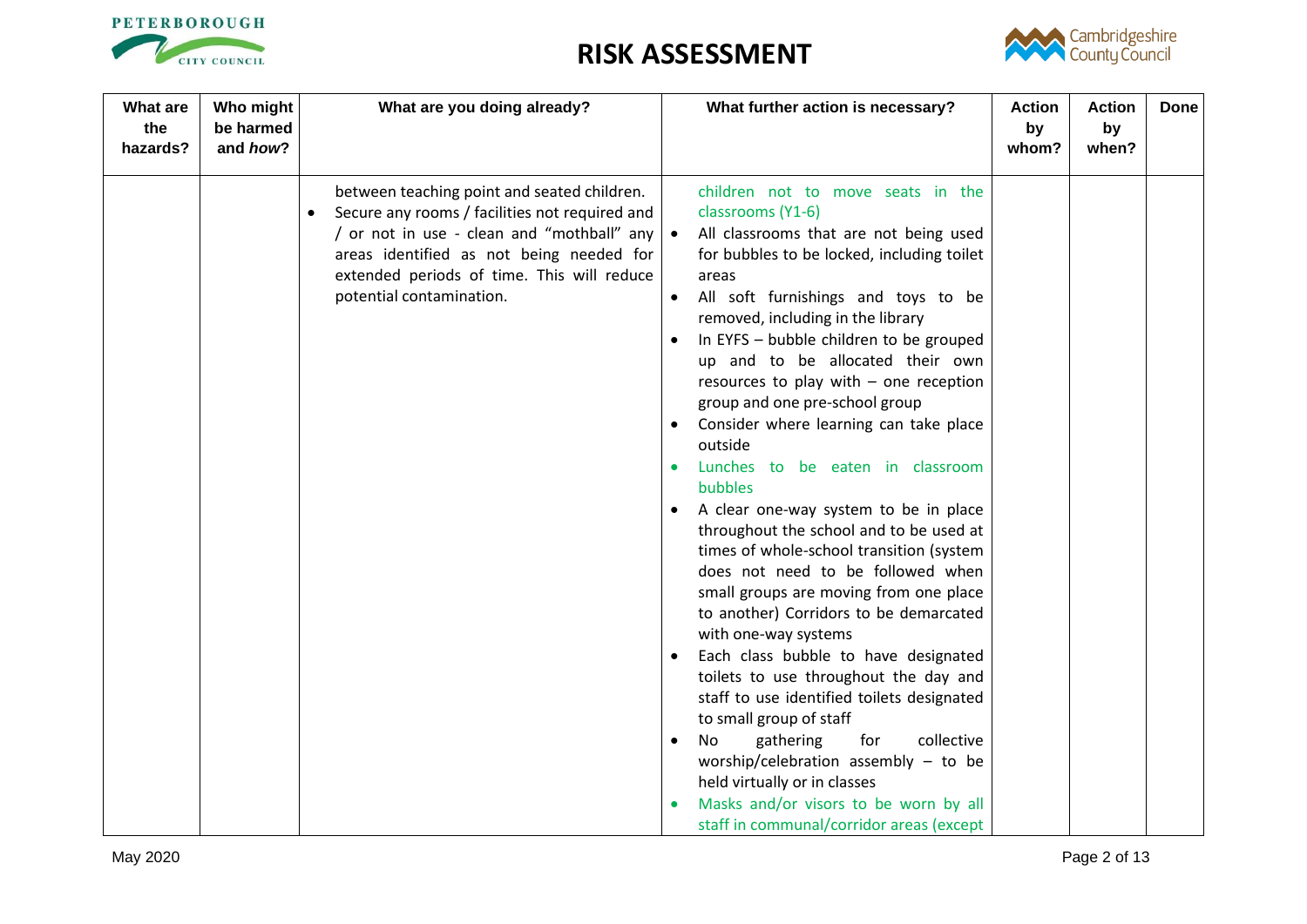# RISK ASSESSMENT

| What are the hazards? | Who might be harmed and *how*? | What are you doing already? | What further action is necessary? | Action by whom? | Action by when? | Done |
|---|---|---|---|---|---|---|
| | | between teaching point and seated children.<br>• Secure any rooms / facilities not required and / or not in use - clean and "mothball" any areas identified as not being needed for extended periods of time. This will reduce potential contamination. | children not to move seats in the classrooms (Y1-6)<br>• All classrooms that are not being used for bubbles to be locked, including toilet areas<br>• All soft furnishings and toys to be removed, including in the library<br>• In EYFS – bubble children to be grouped up and to be allocated their own resources to play with – one reception group and one pre-school group<br>• Consider where learning can take place outside<br>• Lunches to be eaten in classroom bubbles<br>• A clear one-way system to be in place throughout the school and to be used at times of whole-school transition (system does not need to be followed when small groups are moving from one place to another) Corridors to be demarcated with one-way systems<br>• Each class bubble to have designated toilets to use throughout the day and staff to use identified toilets designated to small group of staff<br>• No gathering for collective worship/celebration assembly – to be held virtually or in classes<br>• Masks and/or visors to be worn by all staff in communal/corridor areas (except | | | |

May 2020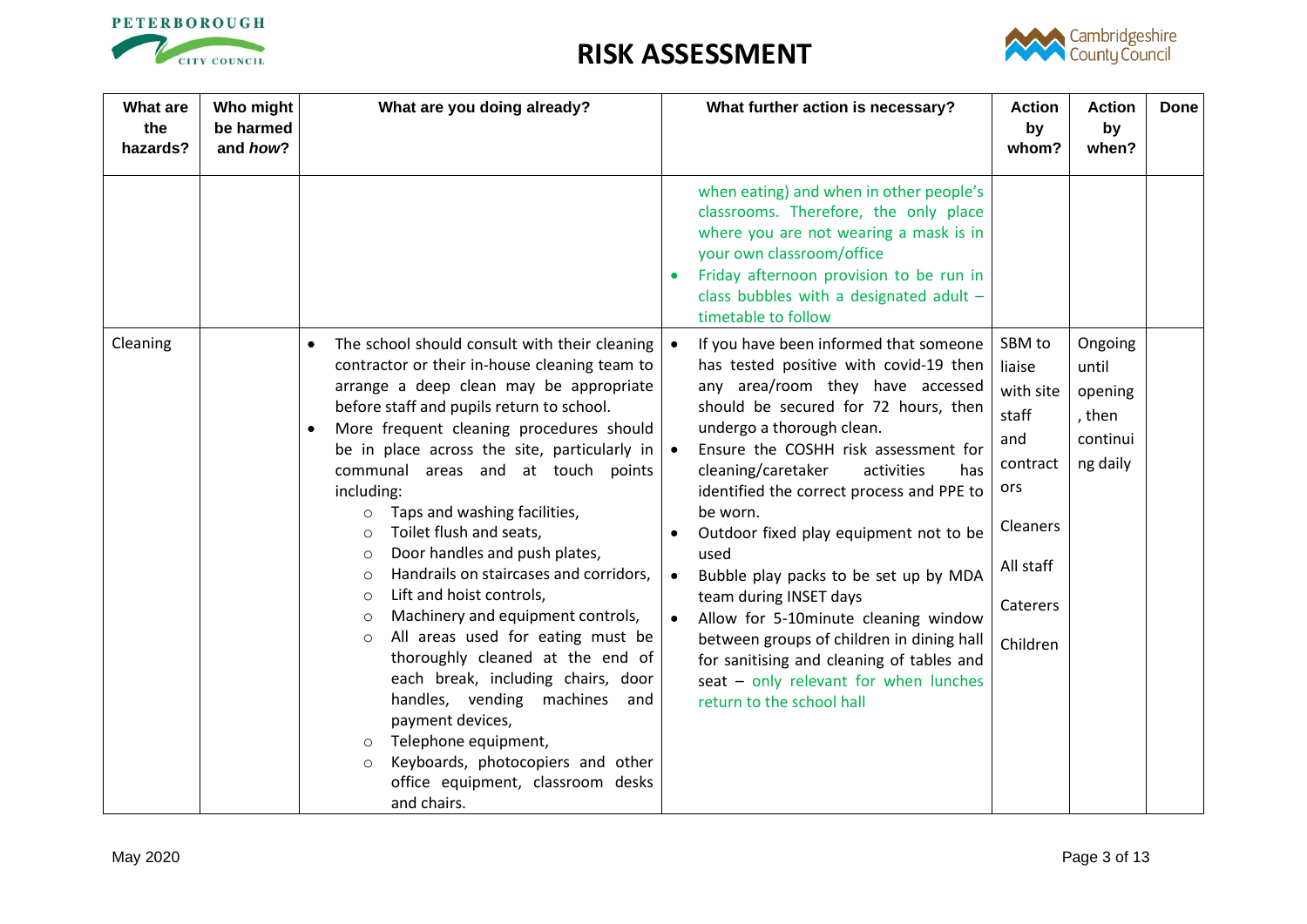# RISK ASSESSMENT

| What are the hazards? | Who might be harmed and *how*? | What are you doing already? | What further action is necessary? | Action by whom? | Action by when? | Done |
|---|---|---|---|---|---|---|
| | | | when eating) and when in other people's classrooms. Therefore, the only place where you are not wearing a mask is in your own classroom/office<br>• Friday afternoon provision to be run in class bubbles with a designated adult – timetable to follow | | | |
| Cleaning | | • The school should consult with their cleaning contractor or their in-house cleaning team to arrange a deep clean may be appropriate before staff and pupils return to school.<br>• More frequent cleaning procedures should be in place across the site, particularly in communal areas and at touch points including:<br>○ Taps and washing facilities,<br>○ Toilet flush and seats,<br>○ Door handles and push plates,<br>○ Handrails on staircases and corridors,<br>○ Lift and hoist controls,<br>○ Machinery and equipment controls,<br>○ All areas used for eating must be thoroughly cleaned at the end of each break, including chairs, door handles, vending machines and payment devices,<br>○ Telephone equipment,<br>○ Keyboards, photocopiers and other office equipment, classroom desks and chairs. | • If you have been informed that someone has tested positive with covid-19 then any area/room they have accessed should be secured for 72 hours, then undergo a thorough clean.<br>• Ensure the COSHH risk assessment for cleaning/caretaker activities has identified the correct process and PPE to be worn.<br>• Outdoor fixed play equipment not to be used<br>• Bubble play packs to be set up by MDA team during INSET days<br>• Allow for 5-10minute cleaning window between groups of children in dining hall for sanitising and cleaning of tables and seat – only relevant for when lunches return to the school hall | SBM to liaise with site staff and contractors<br><br>Cleaners<br><br>All staff<br><br>Caterers<br><br>Children | Ongoing until opening, then continuing daily | |

May 2020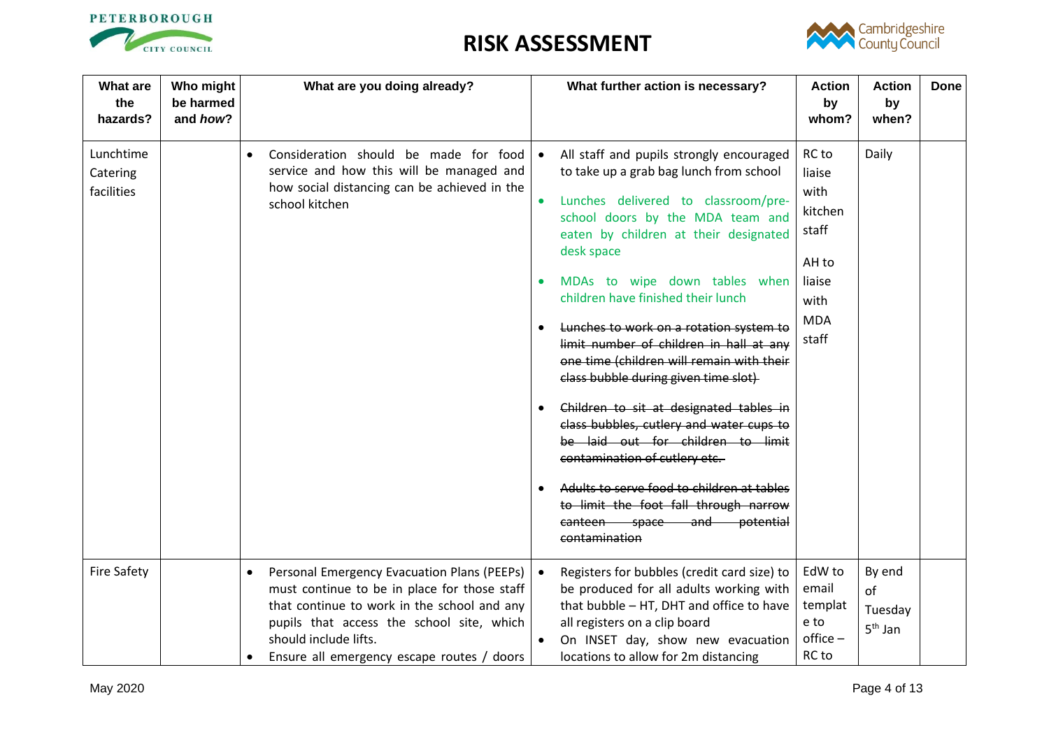# RISK ASSESSMENT

| What are the hazards? | Who might be harmed and *how*? | What are you doing already? | What further action is necessary? | Action by whom? | Action by when? | Done |
|---|---|---|---|---|---|---|
| Lunchtime Catering facilities | | • Consideration should be made for food service and how this will be managed and how social distancing can be achieved in the school kitchen | • All staff and pupils strongly encouraged to take up a grab bag lunch from school<br>• Lunches delivered to classroom/pre-school doors by the MDA team and eaten by children at their designated desk space<br>• MDAs to wipe down tables when children have finished their lunch<br>• ~~Lunches to work on a rotation system to limit number of children in hall at any one time (children will remain with their class bubble during given time slot)~~<br>• ~~Children to sit at designated tables in class bubbles, cutlery and water cups to be laid out for children to limit contamination of cutlery etc.~~<br>• ~~Adults to serve food to children at tables to limit the foot fall through narrow canteen space and potential contamination~~ | RC to liaise with kitchen staff<br><br>AH to liaise with MDA staff | Daily | |
| Fire Safety | | • Personal Emergency Evacuation Plans (PEEPs) must continue to be in place for those staff that continue to work in the school and any pupils that access the school site, which should include lifts.<br>• Ensure all emergency escape routes / doors | • Registers for bubbles (credit card size) to be produced for all adults working with that bubble – HT, DHT and office to have all registers on a clip board<br>• On INSET day, show new evacuation locations to allow for 2m distancing | EdW to email template to office – RC to | By end of Tuesday 5th Jan | |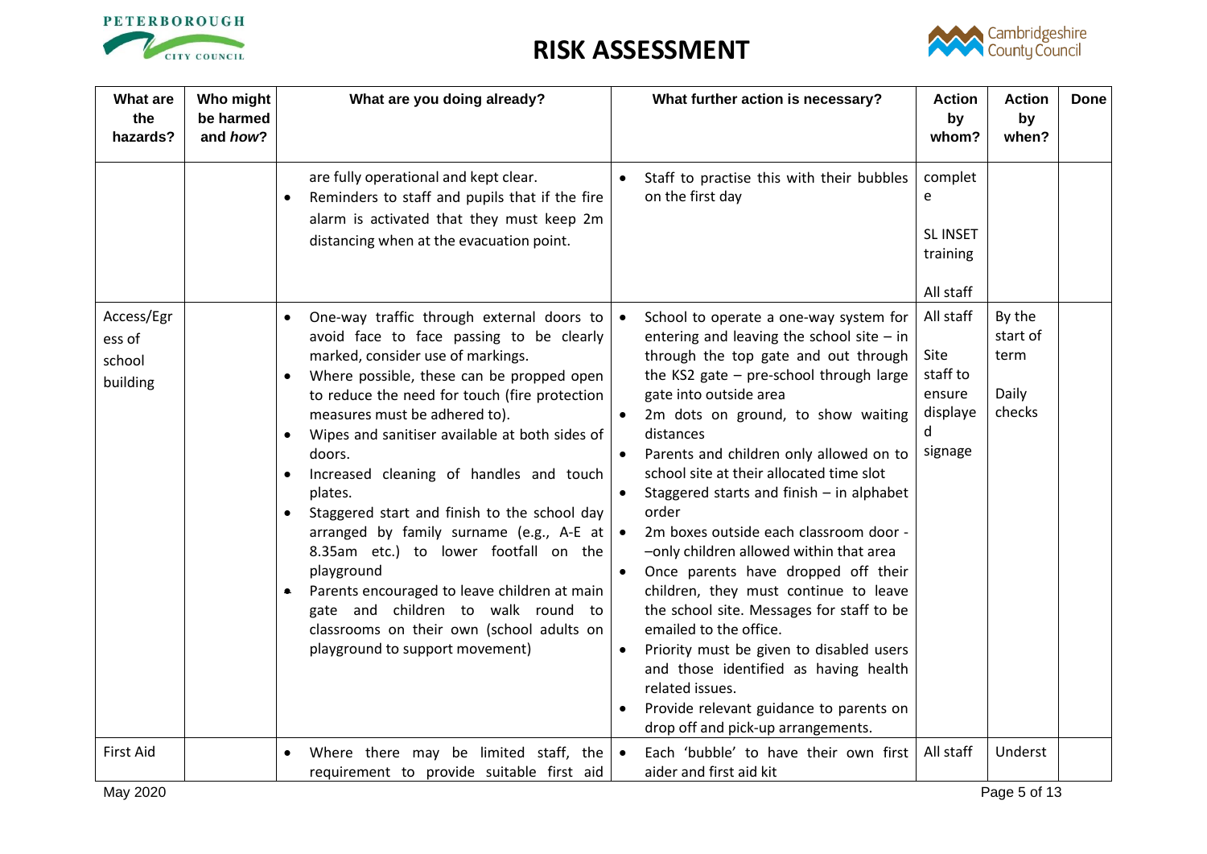# RISK ASSESSMENT

| What are the hazards? | Who might be harmed and *how*? | What are you doing already? | What further action is necessary? | Action by whom? | Action by when? | Done |
|---|---|---|---|---|---|---|
| | | are fully operational and kept clear.<br>• Reminders to staff and pupils that if the fire alarm is activated that they must keep 2m distancing when at the evacuation point. | • Staff to practise this with their bubbles on the first day | complete<br><br>SL INSET training<br><br>All staff | | |
| Access/Egress of school building | | • One-way traffic through external doors to avoid face to face passing to be clearly marked, consider use of markings.<br>• Where possible, these can be propped open to reduce the need for touch (fire protection measures must be adhered to).<br>• Wipes and sanitiser available at both sides of doors.<br>• Increased cleaning of handles and touch plates.<br>• Staggered start and finish to the school day arranged by family surname (e.g., A-E at 8.35am etc.) to lower footfall on the playground<br>• Parents encouraged to leave children at main gate and children to walk round to classrooms on their own (school adults on playground to support movement) | • School to operate a one-way system for entering and leaving the school site – in through the top gate and out through the KS2 gate – pre-school through large gate into outside area<br>• 2m dots on ground, to show waiting distances<br>• Parents and children only allowed on to school site at their allocated time slot<br>• Staggered starts and finish – in alphabet order<br>• 2m boxes outside each classroom door - –only children allowed within that area<br>• Once parents have dropped off their children, they must continue to leave the school site. Messages for staff to be emailed to the office.<br>• Priority must be given to disabled users and those identified as having health related issues.<br>• Provide relevant guidance to parents on drop off and pick-up arrangements. | All staff<br><br>Site staff to ensure displayed signage | By the start of term<br><br>Daily checks | |
| First Aid | | • Where there may be limited staff, the requirement to provide suitable first aid | • Each 'bubble' to have their own first aider and first aid kit | All staff | Underst | |

May 2020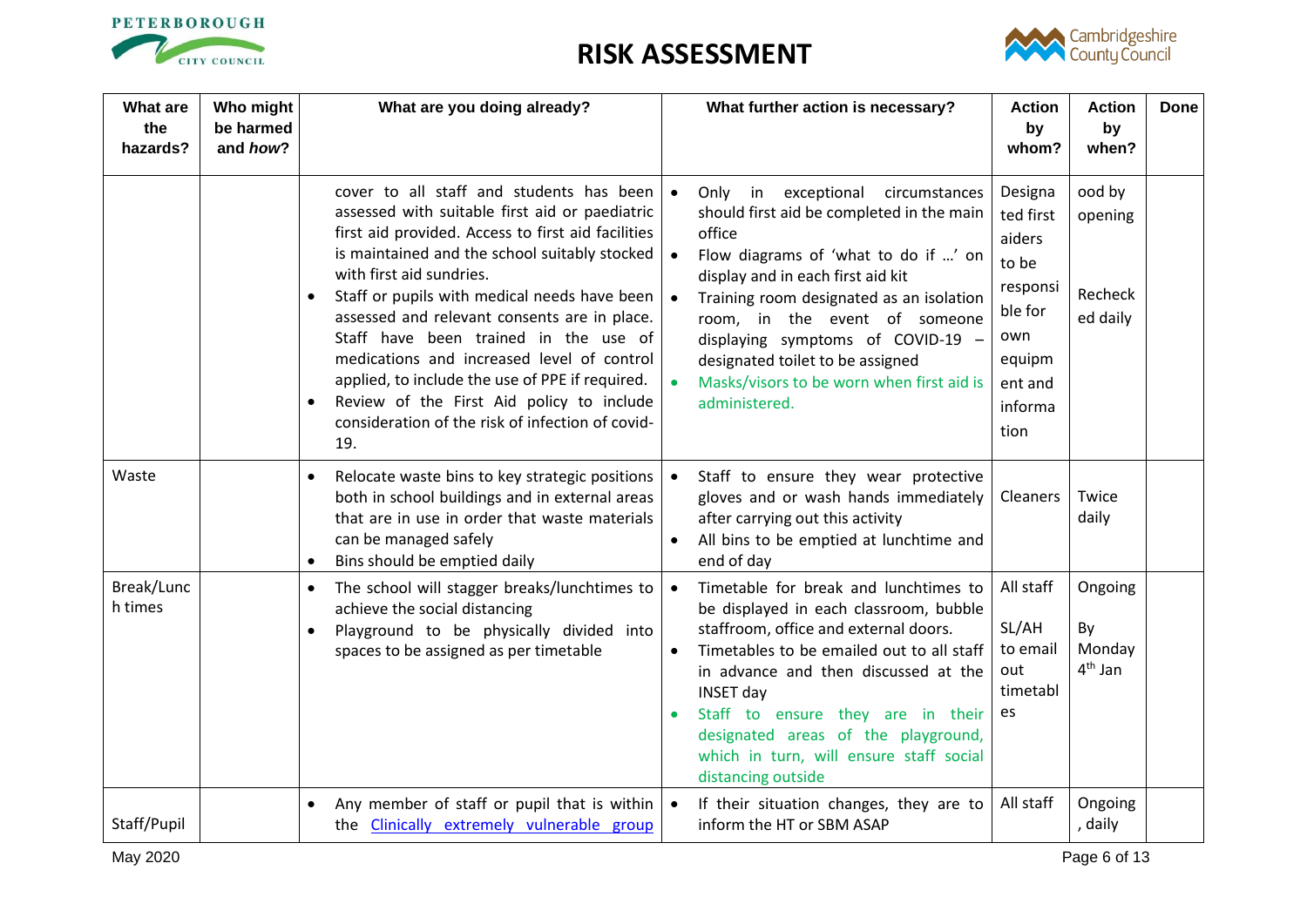# RISK ASSESSMENT

| What are the hazards? | Who might be harmed and *how*? | What are you doing already? | What further action is necessary? | Action by whom? | Action by when? | Done |
|---|---|---|---|---|---|---|
| | | cover to all staff and students has been assessed with suitable first aid or paediatric first aid provided. Access to first aid facilities is maintained and the school suitably stocked with first aid sundries.<br>• Staff or pupils with medical needs have been assessed and relevant consents are in place. Staff have been trained in the use of medications and increased level of control applied, to include the use of PPE if required.<br>• Review of the First Aid policy to include consideration of the risk of infection of covid-19. | • Only in exceptional circumstances should first aid be completed in the main office<br>• Flow diagrams of 'what to do if …' on display and in each first aid kit<br>• Training room designated as an isolation room, in the event of someone displaying symptoms of COVID-19 – designated toilet to be assigned<br>• Masks/visors to be worn when first aid is administered. | Designated first aiders to be responsible for own equipment and information | ood by opening<br><br>Rechecked daily | |
| Waste | | • Relocate waste bins to key strategic positions both in school buildings and in external areas that are in use in order that waste materials can be managed safely<br>• Bins should be emptied daily | • Staff to ensure they wear protective gloves and or wash hands immediately after carrying out this activity<br>• All bins to be emptied at lunchtime and end of day | Cleaners | Twice daily | |
| Break/Lunch times | | • The school will stagger breaks/lunchtimes to achieve the social distancing<br>• Playground to be physically divided into spaces to be assigned as per timetable | • Timetable for break and lunchtimes to be displayed in each classroom, bubble staffroom, office and external doors.<br>• Timetables to be emailed out to all staff in advance and then discussed at the INSET day<br>• Staff to ensure they are in their designated areas of the playground, which in turn, will ensure staff social distancing outside | All staff<br><br>SL/AH to email out timetables | Ongoing<br><br>By Monday 4th Jan | |
| Staff/Pupil | | • Any member of staff or pupil that is within the [Clinically extremely vulnerable group]() | • If their situation changes, they are to inform the HT or SBM ASAP | All staff | Ongoing, daily | |

May 2020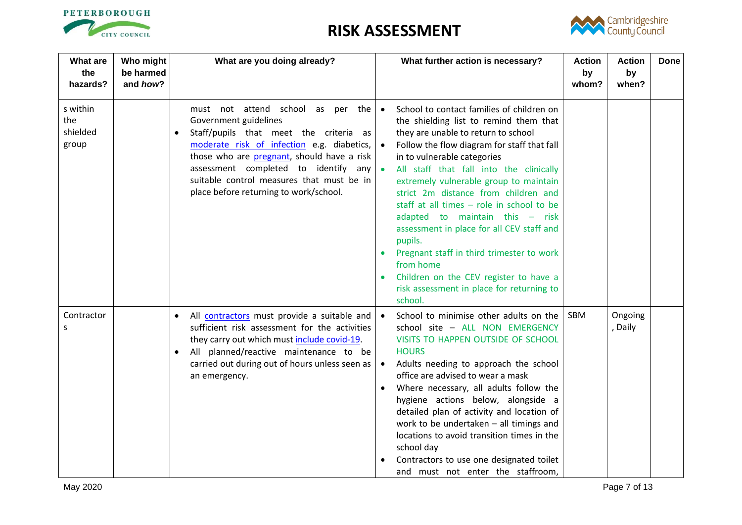# RISK ASSESSMENT

| What are the hazards? | Who might be harmed and *how*? | What are you doing already? | What further action is necessary? | Action by whom? | Action by when? | Done |
|---|---|---|---|---|---|---|
| s within the shielded group | | must not attend school as per the Government guidelines<br>• Staff/pupils that meet the criteria as moderate risk of infection e.g. diabetics, those who are pregnant, should have a risk assessment completed to identify any suitable control measures that must be in place before returning to work/school. | • School to contact families of children on the shielding list to remind them that they are unable to return to school<br>• Follow the flow diagram for staff that fall in to vulnerable categories<br>• All staff that fall into the clinically extremely vulnerable group to maintain strict 2m distance from children and staff at all times – role in school to be adapted to maintain this – risk assessment in place for all CEV staff and pupils.<br>• Pregnant staff in third trimester to work from home<br>• Children on the CEV register to have a risk assessment in place for returning to school. | | | |
| Contractors | | • All contractors must provide a suitable and sufficient risk assessment for the activities they carry out which must include covid-19.<br>• All planned/reactive maintenance to be carried out during out of hours unless seen as an emergency. | • School to minimise other adults on the school site – ALL NON EMERGENCY VISITS TO HAPPEN OUTSIDE OF SCHOOL HOURS<br>• Adults needing to approach the school office are advised to wear a mask<br>• Where necessary, all adults follow the hygiene actions below, alongside a detailed plan of activity and location of work to be undertaken – all timings and locations to avoid transition times in the school day<br>• Contractors to use one designated toilet and must not enter the staffroom, | SBM | Ongoing, Daily | |

May 2020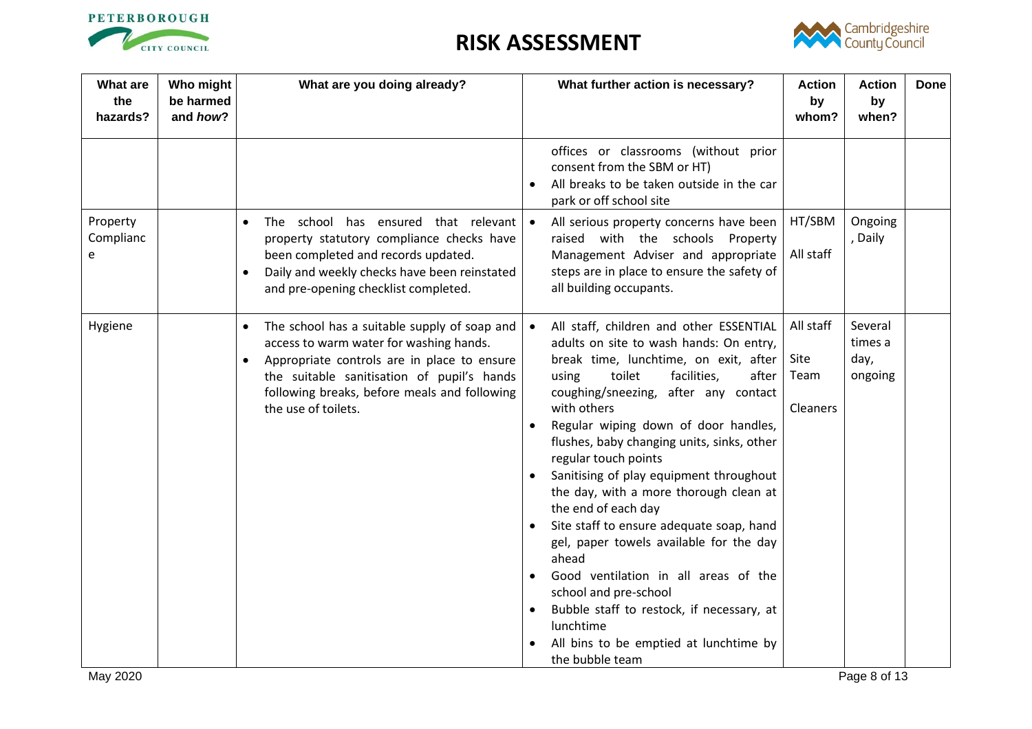# RISK ASSESSMENT

| What are the hazards? | Who might be harmed and *how*? | What are you doing already? | What further action is necessary? | Action by whom? | Action by when? | Done |
|---|---|---|---|---|---|---|
| | | | offices or classrooms (without prior consent from the SBM or HT)<br>• All breaks to be taken outside in the car park or off school site | | | |
| Property Compliance | | • The school has ensured that relevant property statutory compliance checks have been completed and records updated.<br>• Daily and weekly checks have been reinstated and pre-opening checklist completed. | • All serious property concerns have been raised with the schools Property Management Adviser and appropriate steps are in place to ensure the safety of all building occupants. | HT/SBM<br><br>All staff | Ongoing, Daily | |
| Hygiene | | • The school has a suitable supply of soap and access to warm water for washing hands.<br>• Appropriate controls are in place to ensure the suitable sanitisation of pupil's hands following breaks, before meals and following the use of toilets. | • All staff, children and other ESSENTIAL adults on site to wash hands: On entry, break time, lunchtime, on exit, after using toilet facilities, after coughing/sneezing, after any contact with others<br>• Regular wiping down of door handles, flushes, baby changing units, sinks, other regular touch points<br>• Sanitising of play equipment throughout the day, with a more thorough clean at the end of each day<br>• Site staff to ensure adequate soap, hand gel, paper towels available for the day ahead<br>• Good ventilation in all areas of the school and pre-school<br>• Bubble staff to restock, if necessary, at lunchtime<br>• All bins to be emptied at lunchtime by the bubble team | All staff<br><br>Site Team<br><br>Cleaners | Several times a day, ongoing | |

May 2020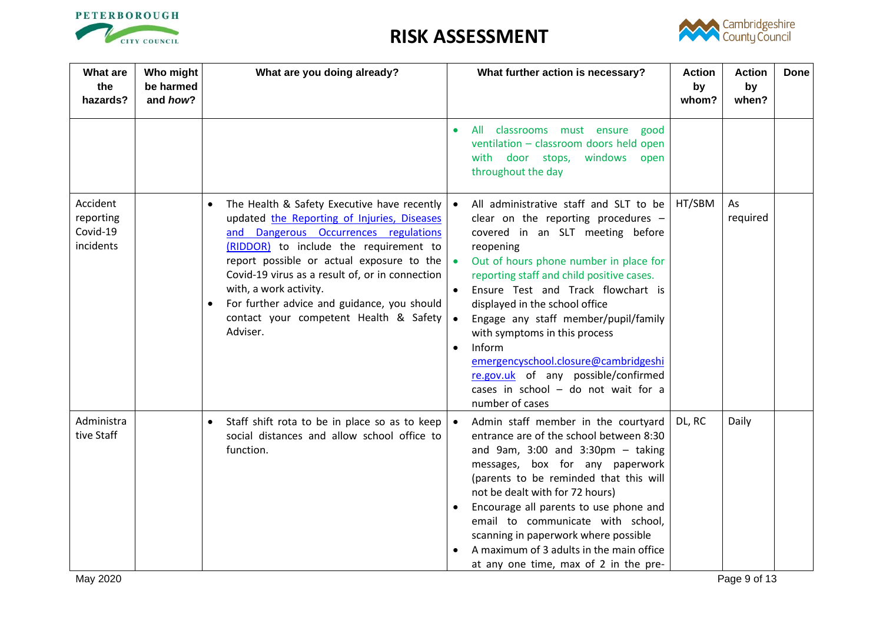# RISK ASSESSMENT

| What are the hazards? | Who might be harmed and *how*? | What are you doing already? | What further action is necessary? | Action by whom? | Action by when? | Done |
|---|---|---|---|---|---|---|
| | | | • All classrooms must ensure good ventilation – classroom doors held open with door stops, windows open throughout the day | | | |
| Accident reporting Covid-19 incidents | | • The Health & Safety Executive have recently updated [the Reporting of Injuries, Diseases and Dangerous Occurrences regulations (RIDDOR)]() to include the requirement to report possible or actual exposure to the Covid-19 virus as a result of, or in connection with, a work activity.<br>• For further advice and guidance, you should contact your competent Health & Safety Adviser. | • All administrative staff and SLT to be clear on the reporting procedures – covered in an SLT meeting before reopening<br>• Out of hours phone number in place for reporting staff and child positive cases.<br>• Ensure Test and Track flowchart is displayed in the school office<br>• Engage any staff member/pupil/family with symptoms in this process<br>• Inform [emergencyschool.closure@cambridgeshire.gov.uk]() of any possible/confirmed cases in school – do not wait for a number of cases | HT/SBM | As required | |
| Administrative Staff | | • Staff shift rota to be in place so as to keep social distances and allow school office to function. | • Admin staff member in the courtyard entrance are of the school between 8:30 and 9am, 3:00 and 3:30pm – taking messages, box for any paperwork (parents to be reminded that this will not be dealt with for 72 hours)<br>• Encourage all parents to use phone and email to communicate with school, scanning in paperwork where possible<br>• A maximum of 3 adults in the main office at any one time, max of 2 in the pre- | DL, RC | Daily | |

May 2020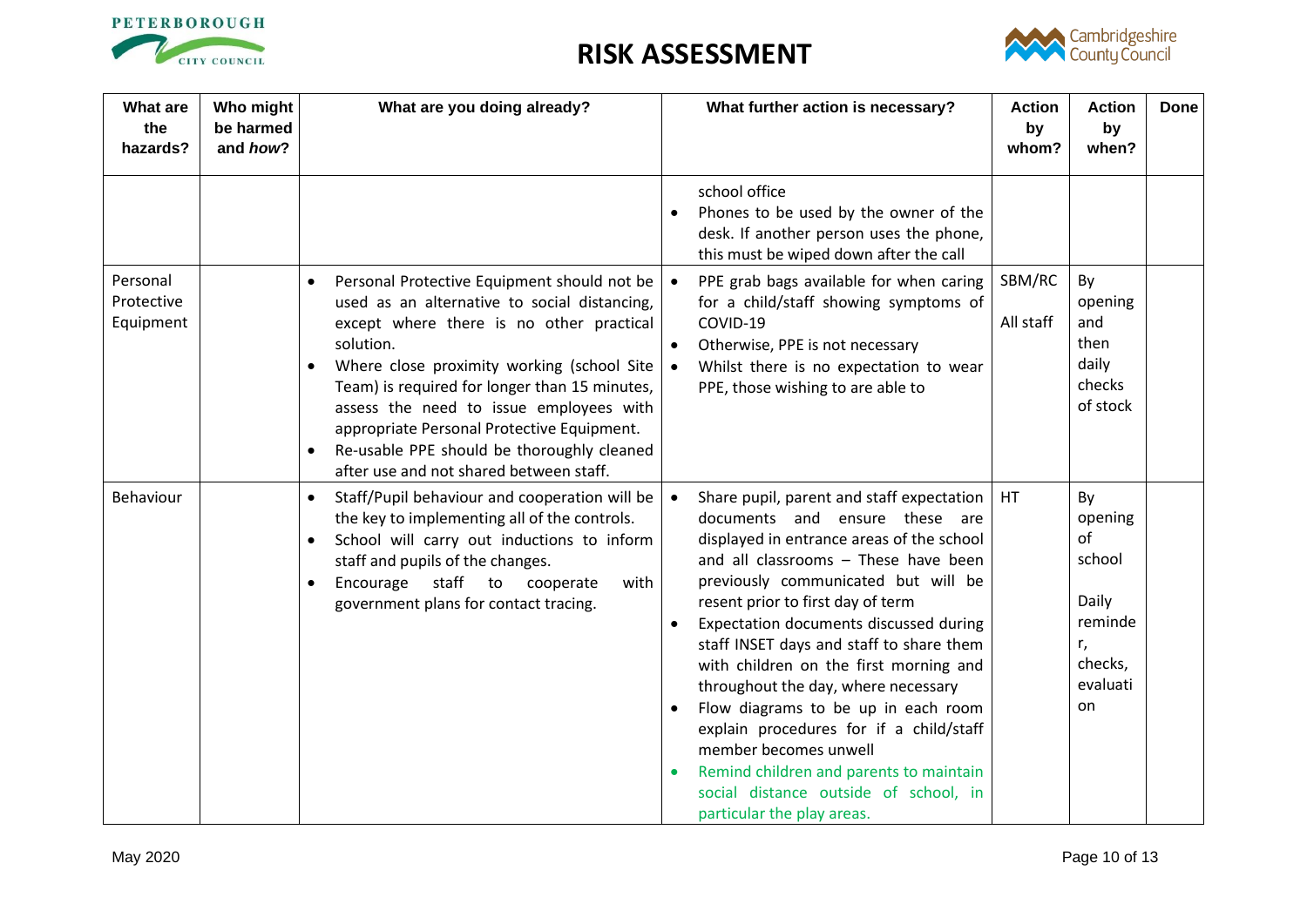| What are the hazards? | Who might be harmed and *how*? | What are you doing already? | What further action is necessary? | Action by whom? | Action by when? | Done |
|---|---|---|---|---|---|---|
| | | | school office<br>• Phones to be used by the owner of the desk. If another person uses the phone, this must be wiped down after the call | | | |
| Personal Protective Equipment | | • Personal Protective Equipment should not be used as an alternative to social distancing, except where there is no other practical solution.<br>• Where close proximity working (school Site Team) is required for longer than 15 minutes, assess the need to issue employees with appropriate Personal Protective Equipment.<br>• Re-usable PPE should be thoroughly cleaned after use and not shared between staff. | • PPE grab bags available for when caring for a child/staff showing symptoms of COVID-19<br>• Otherwise, PPE is not necessary<br>• Whilst there is no expectation to wear PPE, those wishing to are able to | SBM/RC<br><br>All staff | By opening and then daily checks of stock | |
| Behaviour | | • Staff/Pupil behaviour and cooperation will be the key to implementing all of the controls.<br>• School will carry out inductions to inform staff and pupils of the changes.<br>• Encourage staff to cooperate with government plans for contact tracing. | • Share pupil, parent and staff expectation documents and ensure these are displayed in entrance areas of the school and all classrooms – These have been previously communicated but will be resent prior to first day of term<br>• Expectation documents discussed during staff INSET days and staff to share them with children on the first morning and throughout the day, where necessary<br>• Flow diagrams to be up in each room explain procedures for if a child/staff member becomes unwell<br>• Remind children and parents to maintain social distance outside of school, in particular the play areas. | HT | By opening of school<br><br>Daily reminder, checks, evaluation | |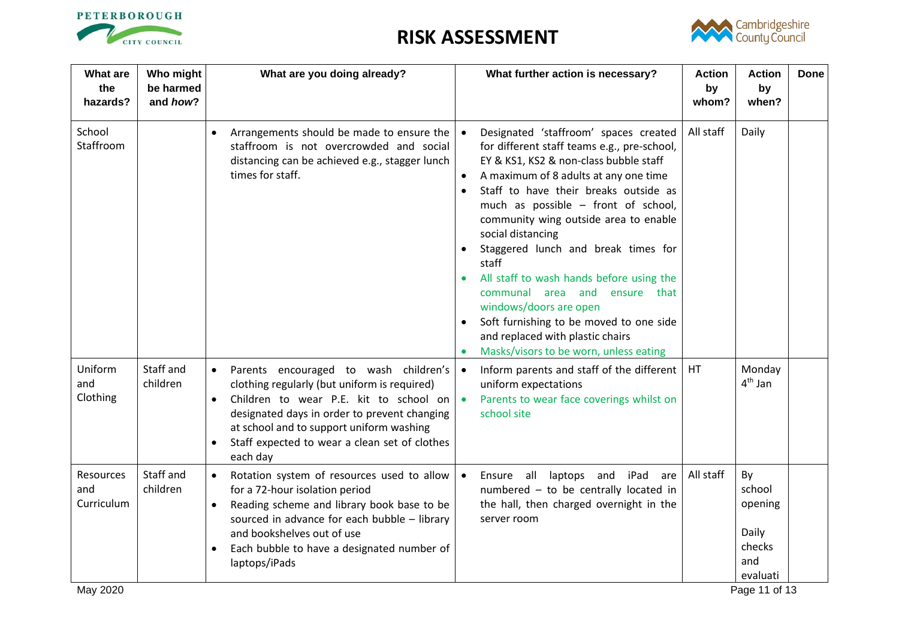# RISK ASSESSMENT

| What are the hazards? | Who might be harmed and *how*? | What are you doing already? | What further action is necessary? | Action by whom? | Action by when? | Done |
|---|---|---|---|---|---|---|
| School Staffroom | | • Arrangements should be made to ensure the staffroom is not overcrowded and social distancing can be achieved e.g., stagger lunch times for staff. | • Designated 'staffroom' spaces created for different staff teams e.g., pre-school, EY & KS1, KS2 & non-class bubble staff<br>• A maximum of 8 adults at any one time<br>• Staff to have their breaks outside as much as possible – front of school, community wing outside area to enable social distancing<br>• Staggered lunch and break times for staff<br>• All staff to wash hands before using the communal area and ensure that windows/doors are open<br>• Soft furnishing to be moved to one side and replaced with plastic chairs<br>• Masks/visors to be worn, unless eating | All staff | Daily | |
| Uniform and Clothing | Staff and children | • Parents encouraged to wash children's clothing regularly (but uniform is required)<br>• Children to wear P.E. kit to school on designated days in order to prevent changing at school and to support uniform washing<br>• Staff expected to wear a clean set of clothes each day | • Inform parents and staff of the different uniform expectations<br>• Parents to wear face coverings whilst on school site | HT | Monday 4th Jan | |
| Resources and Curriculum | Staff and children | • Rotation system of resources used to allow for a 72-hour isolation period<br>• Reading scheme and library book base to be sourced in advance for each bubble – library and bookshelves out of use<br>• Each bubble to have a designated number of laptops/iPads | • Ensure all laptops and iPad are numbered – to be centrally located in the hall, then charged overnight in the server room | All staff | By school opening<br><br>Daily checks and evaluati | |

May 2020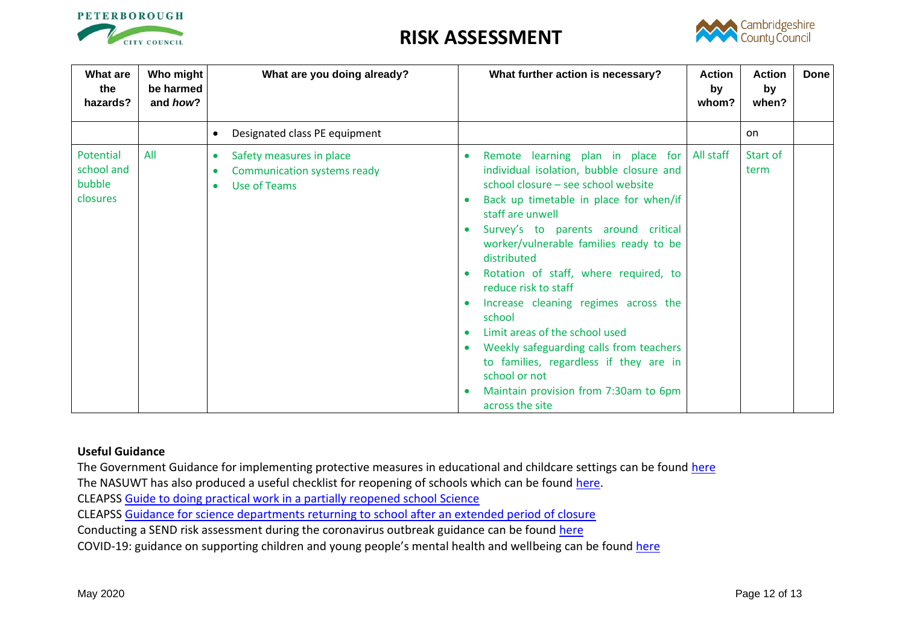# RISK ASSESSMENT

| What are the hazards? | Who might be harmed and *how*? | What are you doing already? | What further action is necessary? | Action by whom? | Action by when? | Done |
|---|---|---|---|---|---|---|
| | | • Designated class PE equipment | | | on | |
| Potential school and bubble closures | All | • Safety measures in place<br>• Communication systems ready<br>• Use of Teams | • Remote learning plan in place for individual isolation, bubble closure and school closure – see school website<br>• Back up timetable in place for when/if staff are unwell<br>• Survey's to parents around critical worker/vulnerable families ready to be distributed<br>• Rotation of staff, where required, to reduce risk to staff<br>• Increase cleaning regimes across the school<br>• Limit areas of the school used<br>• Weekly safeguarding calls from teachers to families, regardless if they are in school or not<br>• Maintain provision from 7:30am to 6pm across the site | All staff | Start of term | |

**Useful Guidance**

The Government Guidance for implementing protective measures in educational and childcare settings can be found here

The NASUWT has also produced a useful checklist for reopening of schools which can be found here.

CLEAPSS Guide to doing practical work in a partially reopened school Science

CLEAPSS Guidance for science departments returning to school after an extended period of closure

Conducting a SEND risk assessment during the coronavirus outbreak guidance can be found here

COVID-19: guidance on supporting children and young people's mental health and wellbeing can be found here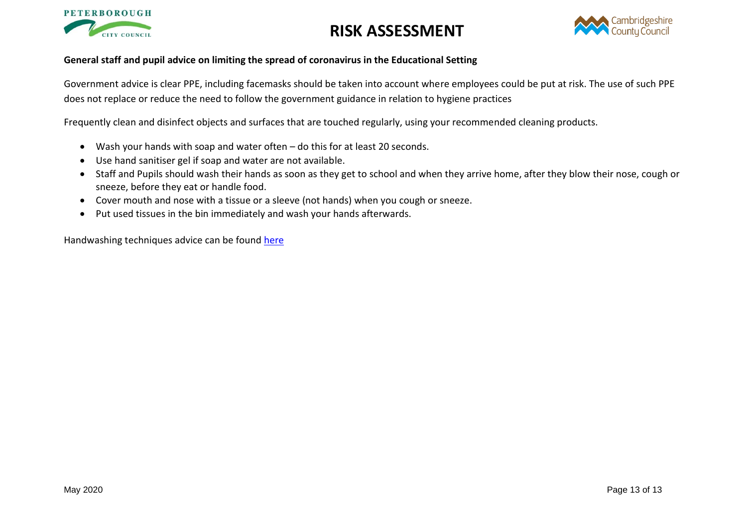**General staff and pupil advice on limiting the spread of coronavirus in the Educational Setting**

Government advice is clear PPE, including facemasks should be taken into account where employees could be put at risk. The use of such PPE does not replace or reduce the need to follow the government guidance in relation to hygiene practices

Frequently clean and disinfect objects and surfaces that are touched regularly, using your recommended cleaning products.

- Wash your hands with soap and water often – do this for at least 20 seconds.
- Use hand sanitiser gel if soap and water are not available.
- Staff and Pupils should wash their hands as soon as they get to school and when they arrive home, after they blow their nose, cough or sneeze, before they eat or handle food.
- Cover mouth and nose with a tissue or a sleeve (not hands) when you cough or sneeze.
- Put used tissues in the bin immediately and wash your hands afterwards.

Handwashing techniques advice can be found here